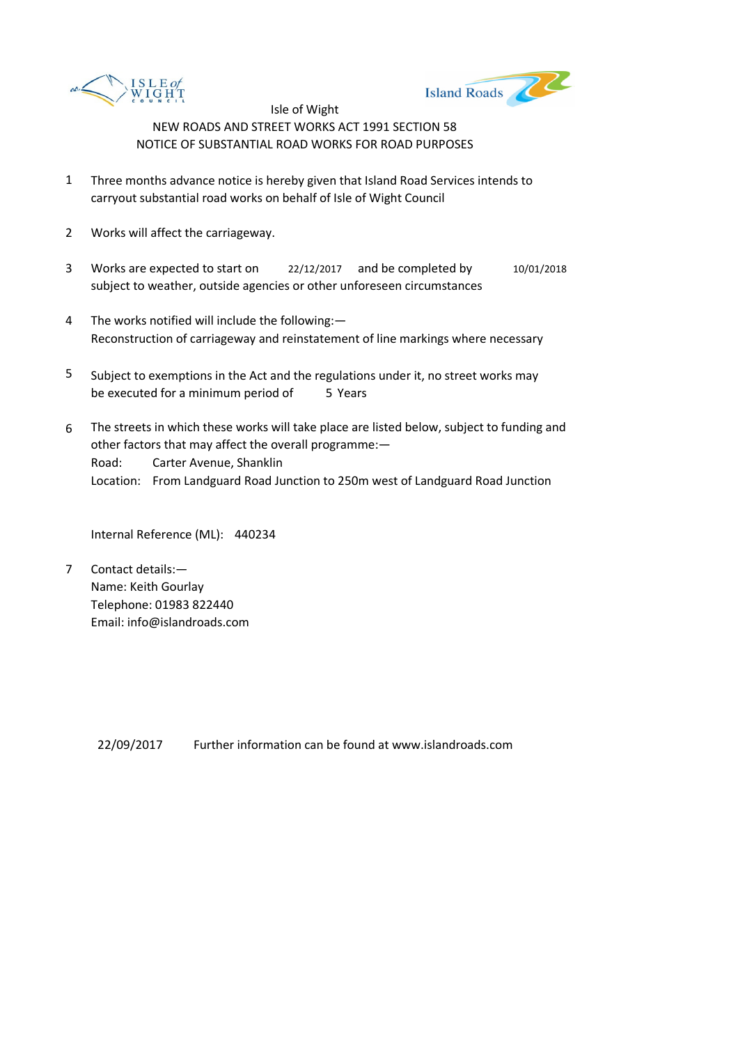Isle of Wight

NEW ROADS AND STREET WORKS ACT 1991 SECTION 58

NOTICE OF SUBSTANTIAL ROAD WORKS FOR ROAD PURPOSES

1. Three months advance notice is hereby given that Island Road Services intends to carryout substantial road works on behalf of Isle of Wight Council

2. Works will affect the carriageway.

3. Works are expected to start on 22/12/2017 and be completed by 10/01/2018 subject to weather, outside agencies or other unforeseen circumstances

4. The works notified will include the following:—
   Reconstruction of carriageway and reinstatement of line markings where necessary

5. Subject to exemptions in the Act and the regulations under it, no street works may be executed for a minimum period of 5 Years

6. The streets in which these works will take place are listed below, subject to funding and other factors that may affect the overall programme:—
   Road: Carter Avenue, Shanklin
   Location: From Landguard Road Junction to 250m west of Landguard Road Junction

   Internal Reference (ML): 440234

7. Contact details:—
   Name: Keith Gourlay
   Telephone: 01983 822440
   Email: info@islandroads.com

22/09/2017 Further information can be found at www.islandroads.com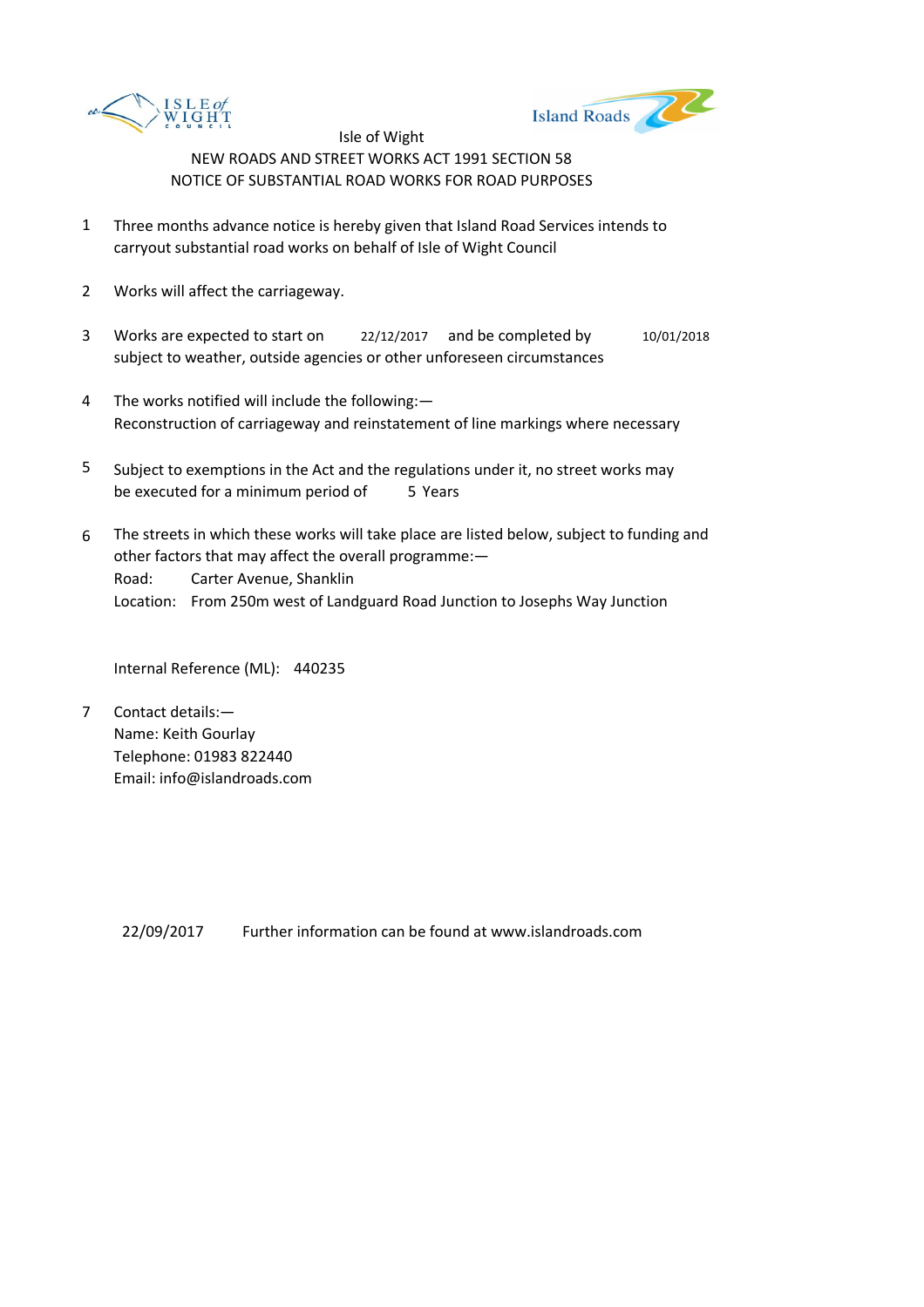Isle of Wight

NEW ROADS AND STREET WORKS ACT 1991 SECTION 58

NOTICE OF SUBSTANTIAL ROAD WORKS FOR ROAD PURPOSES

1. Three months advance notice is hereby given that Island Road Services intends to carryout substantial road works on behalf of Isle of Wight Council

2. Works will affect the carriageway.

3. Works are expected to start on 22/12/2017 and be completed by 10/01/2018 subject to weather, outside agencies or other unforeseen circumstances

4. The works notified will include the following:—
   Reconstruction of carriageway and reinstatement of line markings where necessary

5. Subject to exemptions in the Act and the regulations under it, no street works may be executed for a minimum period of 5 Years

6. The streets in which these works will take place are listed below, subject to funding and other factors that may affect the overall programme:—
   Road: Carter Avenue, Shanklin
   Location: From 250m west of Landguard Road Junction to Josephs Way Junction

   Internal Reference (ML): 440235

7. Contact details:—
   Name: Keith Gourlay
   Telephone: 01983 822440
   Email: info@islandroads.com

22/09/2017 Further information can be found at www.islandroads.com